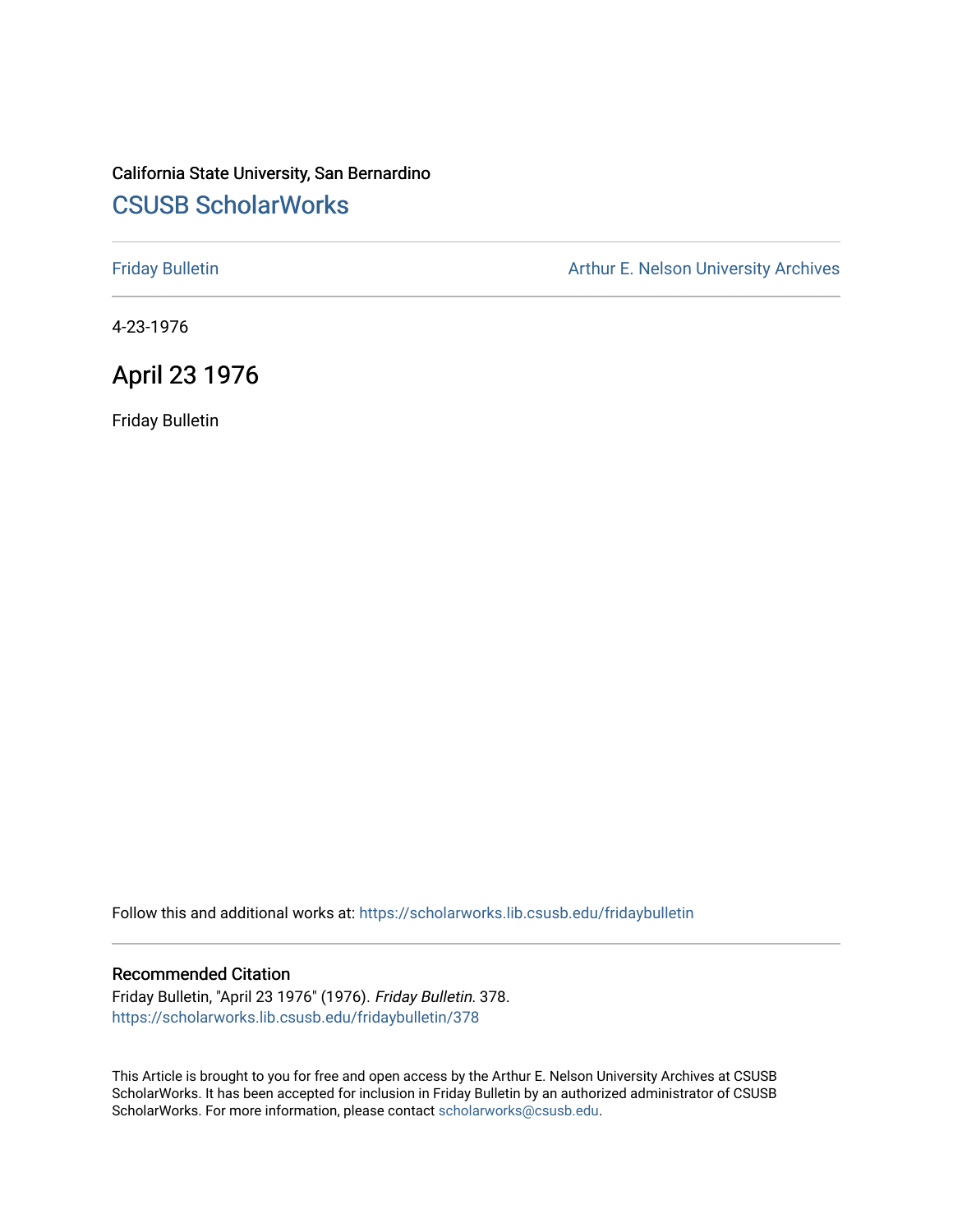California State University, San Bernardino

## CSUSB ScholarWorks

Friday Bulletin

Arthur E. Nelson University Archives

4-23-1976

# April 23 1976

Friday Bulletin

Follow this and additional works at: https://scholarworks.lib.csusb.edu/fridaybulletin

### Recommended Citation

Friday Bulletin, "April 23 1976" (1976). *Friday Bulletin*. 378.
https://scholarworks.lib.csusb.edu/fridaybulletin/378

This Article is brought to you for free and open access by the Arthur E. Nelson University Archives at CSUSB ScholarWorks. It has been accepted for inclusion in Friday Bulletin by an authorized administrator of CSUSB ScholarWorks. For more information, please contact scholarworks@csusb.edu.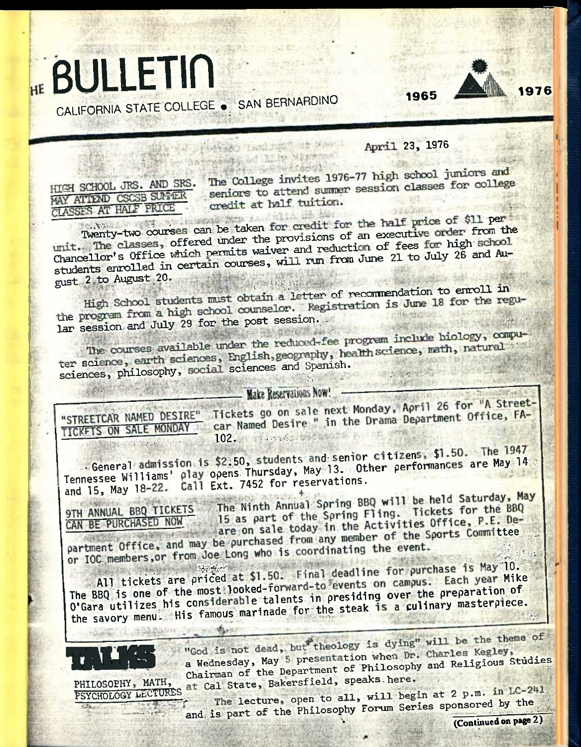# THE BULLETIN

CALIFORNIA STATE COLLEGE • SAN BERNARDINO

1965 — 1976

April 23, 1976

**HIGH SCHOOL JRS. AND SRS. MAY ATTEND CSCSB SUMMER CLASSES AT HALF PRICE**

The College invites 1976-77 high school juniors and seniors to attend summer session classes for college credit at half tuition.

Twenty-two courses can be taken for credit for the half price of $11 per unit. The classes, offered under the provisions of an executive order from the Chancellor's Office which permits waiver and reduction of fees for high school students enrolled in certain courses, will run from June 21 to July 26 and August 2 to August 20.

High School students must obtain a letter of recommendation to enroll in the program from a high school counselor. Registration is June 18 for the regular session and July 29 for the post session.

The courses available under the reduced-fee program include biology, computer science, earth sciences, English, geography, health science, math, natural sciences, philosophy, social sciences and Spanish.

**Make Reservations Now!**

**"STREETCAR NAMED DESIRE" TICKETS ON SALE MONDAY**

Tickets go on sale next Monday, April 26 for "A Streetcar Named Desire," in the Drama Department Office, FA-102.

General admission is $2.50, students and senior citizens, $1.50. The 1947 Tennessee Williams' play opens Thursday, May 13. Other performances are May 14 and 15, May 18-22. Call Ext. 7452 for reservations.

+

**9TH ANNUAL BBQ TICKETS CAN BE PURCHASED NOW**

The Ninth Annual Spring BBQ will be held Saturday, May 15 as part of the Spring Fling. Tickets for the BBQ are on sale today in the Activities Office, P.E. Department Office, and may be purchased from any member of the Sports Committee or IOC members, or from Joe Long who is coordinating the event.

All tickets are priced at $1.50. Final deadline for purchase is May 10. The BBQ is one of the most looked-forward-to events on campus. Each year Mike O'Gara utilizes his considerable talents in presiding over the preparation of the savory menu. His famous marinade for the steak is a culinary masterpiece.

## TALKS

**PHILOSOPHY, MATH, PSYCHOLOGY LECTURES**

"God is not dead, but theology is dying" will be the theme of a Wednesday, May 5 presentation when Dr. Charles Kegley, Chairman of the Department of Philosophy and Religious Studies at Cal State, Bakersfield, speaks here.

The lecture, open to all, will begin at 2 p.m. in LC-241 and is part of the Philosophy Forum Series sponsored by the

(Continued on page 2)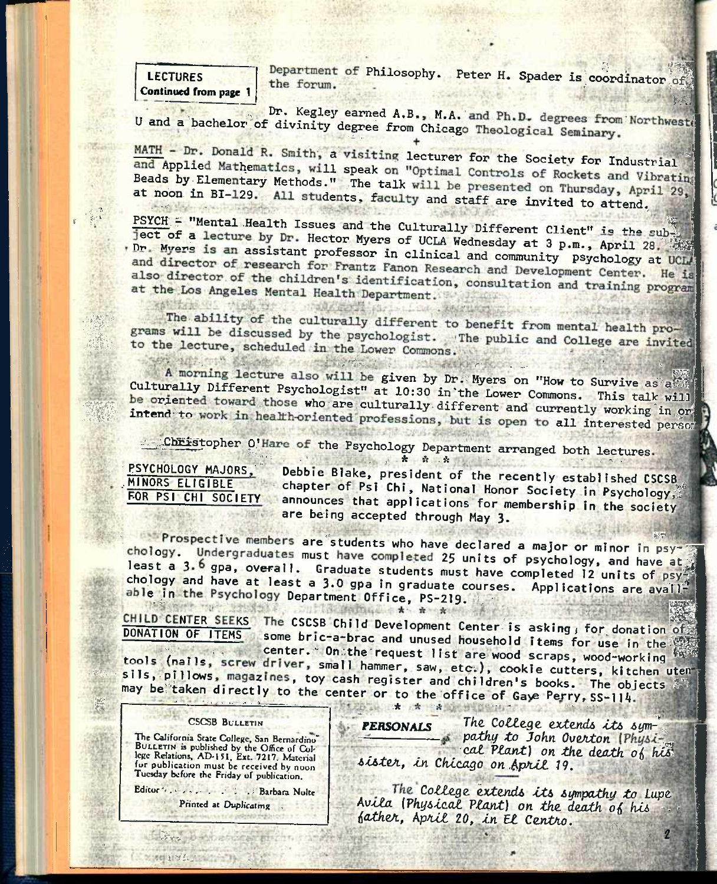**LECTURES**
**Continued from page 1**

Department of Philosophy. Peter H. Spader is coordinator of the forum.

Dr. Kegley earned A.B., M.A. and Ph.D. degrees from Northwestern U and a bachelor of divinity degree from Chicago Theological Seminary.

+

MATH - Dr. Donald R. Smith, a visiting lecturer for the Society for Industrial and Applied Mathematics, will speak on "Optimal Controls of Rockets and Vibrating Beads by Elementary Methods." The talk will be presented on Thursday, April 29, at noon in BI-129. All students, faculty and staff are invited to attend.

PSYCH - "Mental Health Issues and the Culturally Different Client" is the subject of a lecture by Dr. Hector Myers of UCLA Wednesday at 3 p.m., April 28. Dr. Myers is an assistant professor in clinical and community psychology at UCLA and director of research for Frantz Fanon Research and Development Center. He is also director of the children's identification, consultation and training program at the Los Angeles Mental Health Department.

The ability of the culturally different to benefit from mental health programs will be discussed by the psychologist. The public and College are invited to the lecture, scheduled in the Lower Commons.

A morning lecture also will be given by Dr. Myers on "How to Survive as a Culturally Different Psychologist" at 10:30 in the Lower Commons. This talk will be oriented toward those who are culturally different and currently working in or intend to work in health-oriented professions, but is open to all interested persons.

Christopher O'Hare of the Psychology Department arranged both lectures.

\* \* \*

**PSYCHOLOGY MAJORS, MINORS ELIGIBLE FOR PSI CHI SOCIETY**

Debbie Blake, president of the recently established CSCSB chapter of Psi Chi, National Honor Society in Psychology, announces that applications for membership in the society are being accepted through May 3.

Prospective members are students who have declared a major or minor in psychology. Undergraduates must have completed 25 units of psychology, and have at least a 3.6 gpa, overall. Graduate students must have completed 12 units of psychology and have at least a 3.0 gpa in graduate courses. Applications are available in the Psychology Department Office, PS-219.

\* \* \*

**CHILD CENTER SEEKS DONATION OF ITEMS**

The CSCSB Child Development Center is asking for donation of some bric-a-brac and unused household items for use in the center. On the request list are wood scraps, wood-working tools (nails, screw driver, small hammer, saw, etc.), cookie cutters, kitchen utensils, pillows, magazines, toy cash register and children's books. The objects may be taken directly to the center or to the office of Gaye Perry, SS-114.

\* \* \*

**CSCSB BULLETIN**

The California State College, San Bernardino BULLETIN is published by the Office of College Relations, AD-151, Ext. 7217. Material for publication must be received by noon Tuesday before the Friday of publication.

Editor . . . . . . . . . . Barbara Nolte

Printed at Duplicating

**PERSONALS**

*The College extends its sympathy to John Overton (Physical Plant) on the death of his sister, in Chicago on April 19.*

*The College extends its sympathy to Lupe Avila (Physical Plant) on the death of his father, April 20, in El Centro.*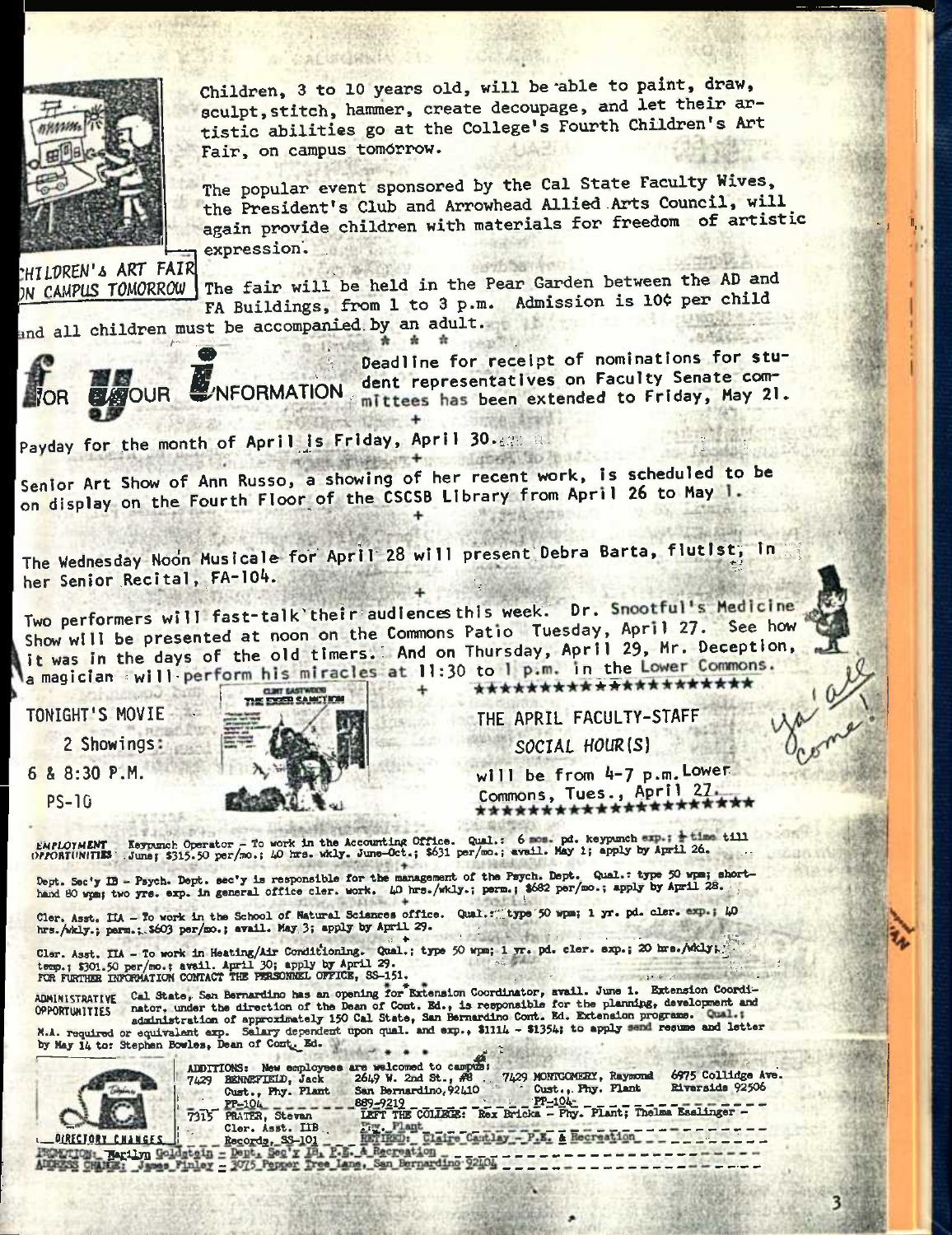## CHILDREN'S ART FAIR ON CAMPUS TOMORROW

Children, 3 to 10 years old, will be able to paint, draw, sculpt, stitch, hammer, create decoupage, and let their artistic abilities go at the College's Fourth Children's Art Fair, on campus tomorrow.

The popular event sponsored by the Cal State Faculty Wives, the President's Club and Arrowhead Allied Arts Council, will again provide children with materials for freedom of artistic expression.

The fair will be held in the Pear Garden between the AD and FA Buildings, from 1 to 3 p.m. Admission is 10¢ per child and all children must be accompanied by an adult.

\* \* \*

## FOR YOUR INFORMATION

Deadline for receipt of nominations for student representatives on Faculty Senate committees has been extended to Friday, May 21.

+

Payday for the month of April is Friday, April 30.

+

Senior Art Show of Ann Russo, a showing of her recent work, is scheduled to be on display on the Fourth Floor of the CSCSB Library from April 26 to May 1.

+

The Wednesday Noon Musicale for April 28 will present Debra Barta, flutist, in her Senior Recital, FA-104.

+

Two performers will fast-talk their audiences this week. Dr. Snootful's Medicine Show will be presented at noon on the Commons Patio Tuesday, April 27. See how it was in the days of the old timers. And on Thursday, April 29, Mr. Deception, a magician will perform his miracles at 11:30 to 1 p.m. in the Lower Commons.

+

**TONIGHT'S MOVIE**

2 Showings:

6 & 8:30 P.M.

PS-10

\*\*\*\*\*\*\*\*\*\*\*\*\*\*\*\*\*\*\*\*\*\*

THE APRIL FACULTY-STAFF

*SOCIAL HOUR(S)*

will be from 4-7 p.m. Lower Commons, Tues., April 27.

\*\*\*\*\*\*\*\*\*\*\*\*\*\*\*\*\*\*\*\*\*\*

Ya' all come!

## EMPLOYMENT OPPORTUNITIES

Keypunch Operator - To work in the Accounting Office. Qual.: 6 mos. pd. keypunch exp.; ½ time till June; $315.50 per/mo.; 40 hrs. wkly. June-Oct.; $631 per/mo.; avail. May 1; apply by April 26.

+

Dept. Sec'y IB - Psych. Dept. sec'y is responsible for the management of the Psych. Dept. Qual.: type 50 wpm; shorthand 80 wpm; two yrs. exp. in general office cler. work. 40 hrs./wkly.; perm.; $682 per/mo.; apply by April 28.

+

Cler. Asst. IIA - To work in the School of Natural Sciences office. Qual.: type 50 wpm; 1 yr. pd. cler. exp.; 40 hrs./wkly.; perm.; $603 per/mo.; avail. May 3; apply by April 29.

+

Cler. Asst. IIA - To work in Heating/Air Conditioning. Qual.; type 50 wpm; 1 yr. pd. cler. exp.; 20 hrs./wkly.; temp.; $301.50 per/mo.; avail. April 30; apply by April 29.

FOR FURTHER INFORMATION CONTACT THE PERSONNEL OFFICE, SS-151.

\* \* \*

## ADMINISTRATIVE OPPORTUNITIES

Cal State, San Bernardino has an opening for Extension Coordinator, avail. June 1. Extension Coordinator, under the direction of the Dean of Cont. Ed., is responsible for the planning, development and administration of approximately 150 Cal State, San Bernardino Cont. Ed. Extension programs. Qual.: M.A. required or equivalent exp. Salary dependent upon qual. and exp., $1114 - $1354; to apply send resume and letter by May 14 to: Stephen Bowles, Dean of Cont. Ed.

\* \* \*

## DIRECTORY CHANGES

ADDITIONS: New employees are welcomed to campus:

7429 BENNEFIELD, Jack, Cust., Phy. Plant, PP-104 — 2649 W. 2nd St., #8, San Bernardino, 92410, 889-9219

7429 MONTGOMERY, Raymond, Cust., Phy. Plant, PP-104 — 6975 Collidge Ave., Riverside 92506

7315 PRATER, Stevan, Cler. Asst. IIB, Records, SS-101

LEFT THE COLLEGE: Rex Bricka - Phy. Plant; Thelma Esslinger - Phy. Plant

RETIRED: Claire Cantlay - P.E. & Recreation

PROMOTION: Marilyn Goldstein - Dept. Sec'y IB, P.E. & Recreation

ADDRESS CHANGE: James Finley - 3075 Pepper Tree Lane, San Bernardino 92404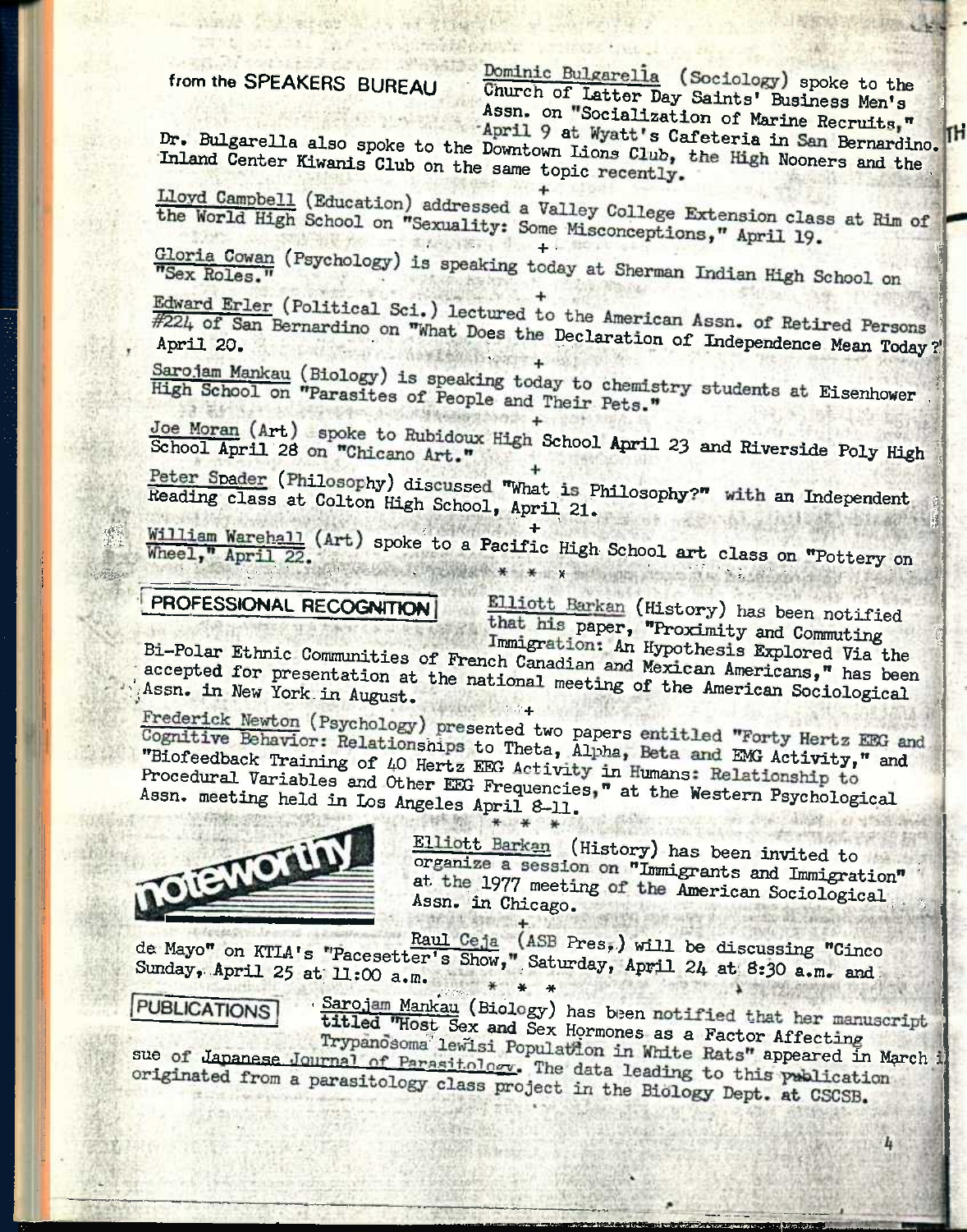## from the SPEAKERS BUREAU

Dominic Bulgarella (Sociology) spoke to the Church of Latter Day Saints' Business Men's Assn. on "Socialization of Marine Recruits," April 9 at Wyatt's Cafeteria in San Bernardino. Dr. Bulgarella also spoke to the Downtown Lions Club, the High Nooners and the Inland Center Kiwanis Club on the same topic recently.

+

Lloyd Campbell (Education) addressed a Valley College Extension class at Rim of the World High School on "Sexuality: Some Misconceptions," April 19.

+

Gloria Cowan (Psychology) is speaking today at Sherman Indian High School on "Sex Roles."

+

Edward Erler (Political Sci.) lectured to the American Assn. of Retired Persons #224 of San Bernardino on "What Does the Declaration of Independence Mean Today?" April 20.

+

Sarojam Mankau (Biology) is speaking today to chemistry students at Eisenhower High School on "Parasites of People and Their Pets."

+

Joe Moran (Art) spoke to Rubidoux High School April 23 and Riverside Poly High School April 28 on "Chicano Art."

+

Peter Spader (Philosophy) discussed "What is Philosophy?" with an Independent Reading class at Colton High School, April 21.

+

William Warehall (Art) spoke to a Pacific High School art class on "Pottery on Wheel," April 22.

\* \* \*

## PROFESSIONAL RECOGNITION

Elliott Barkan (History) has been notified that his paper, "Proximity and Commuting Immigration: An Hypothesis Explored Via the Bi-Polar Ethnic Communities of French Canadian and Mexican Americans," has been accepted for presentation at the national meeting of the American Sociological Assn. in New York in August.

+

Frederick Newton (Psychology) presented two papers entitled "Forty Hertz EEG and Cognitive Behavior: Relationships to Theta, Alpha, Beta and EMG Activity," and "Biofeedback Training of 40 Hertz EEG Activity in Humans: Relationship to Procedural Variables and Other EEG Frequencies," at the Western Psychological Assn. meeting held in Los Angeles April 8-11.

\* \* \*

## noteworthy

Elliott Barkan (History) has been invited to organize a session on "Immigrants and Immigration" at the 1977 meeting of the American Sociological Assn. in Chicago.

+

Raul Ceja (ASB Pres.) will be discussing "Cinco de Mayo" on KTLA's "Pacesetter's Show," Saturday, April 24 at 8:30 a.m. and Sunday, April 25 at 11:00 a.m.

\* \* \*

## PUBLICATIONS

Sarojam Mankau (Biology) has been notified that her manuscript titled "Host Sex and Sex Hormones as a Factor Affecting Trypanosoma lewisi Population in White Rats" appeared in March issue of Japanese Journal of Parasitology. The data leading to this publication originated from a parasitology class project in the Biology Dept. at CSCSB.